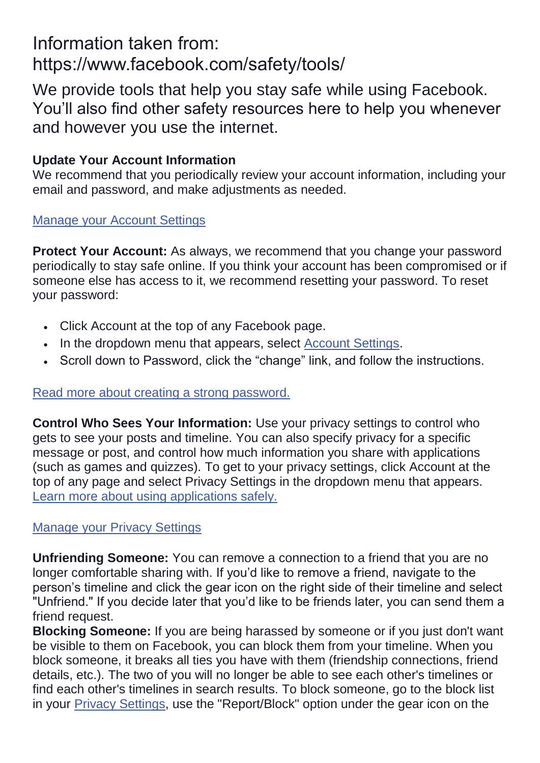Information taken from: https://www.facebook.com/safety/tools/

We provide tools that help you stay safe while using Facebook. You'll also find other safety resources here to help you whenever and however you use the internet.

**Update Your Account Information**
We recommend that you periodically review your account information, including your email and password, and make adjustments as needed.

Manage your Account Settings

**Protect Your Account:** As always, we recommend that you change your password periodically to stay safe online. If you think your account has been compromised or if someone else has access to it, we recommend resetting your password. To reset your password:

- Click Account at the top of any Facebook page.
- In the dropdown menu that appears, select Account Settings.
- Scroll down to Password, click the "change" link, and follow the instructions.

Read more about creating a strong password.

**Control Who Sees Your Information:** Use your privacy settings to control who gets to see your posts and timeline. You can also specify privacy for a specific message or post, and control how much information you share with applications (such as games and quizzes). To get to your privacy settings, click Account at the top of any page and select Privacy Settings in the dropdown menu that appears. Learn more about using applications safely.

Manage your Privacy Settings

**Unfriending Someone:** You can remove a connection to a friend that you are no longer comfortable sharing with. If you'd like to remove a friend, navigate to the person's timeline and click the gear icon on the right side of their timeline and select "Unfriend." If you decide later that you'd like to be friends later, you can send them a friend request.
**Blocking Someone:** If you are being harassed by someone or if you just don't want be visible to them on Facebook, you can block them from your timeline. When you block someone, it breaks all ties you have with them (friendship connections, friend details, etc.). The two of you will no longer be able to see each other's timelines or find each other's timelines in search results. To block someone, go to the block list in your Privacy Settings, use the "Report/Block" option under the gear icon on the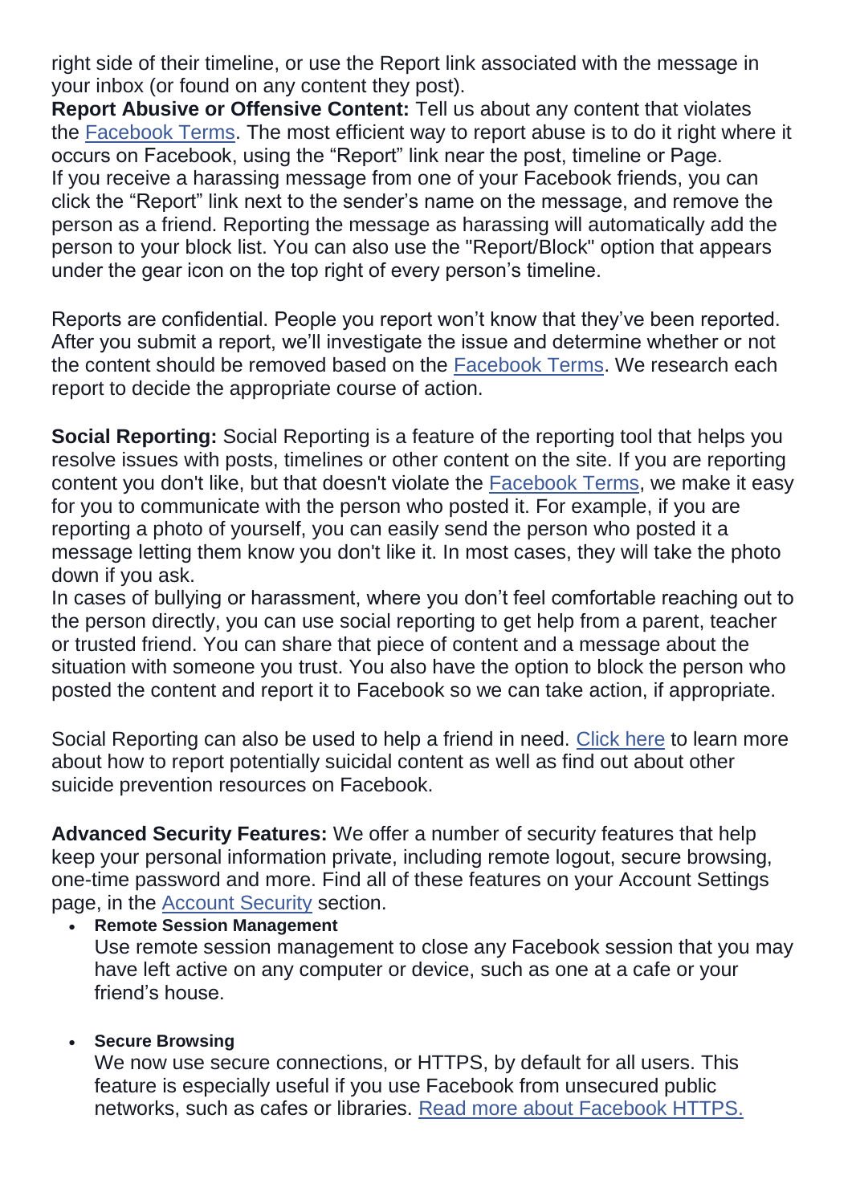right side of their timeline, or use the Report link associated with the message in your inbox (or found on any content they post).

**Report Abusive or Offensive Content:** Tell us about any content that violates the Facebook Terms. The most efficient way to report abuse is to do it right where it occurs on Facebook, using the "Report" link near the post, timeline or Page.
If you receive a harassing message from one of your Facebook friends, you can click the "Report" link next to the sender's name on the message, and remove the person as a friend. Reporting the message as harassing will automatically add the person to your block list. You can also use the "Report/Block" option that appears under the gear icon on the top right of every person's timeline.

Reports are confidential. People you report won't know that they've been reported. After you submit a report, we'll investigate the issue and determine whether or not the content should be removed based on the Facebook Terms. We research each report to decide the appropriate course of action.

**Social Reporting:** Social Reporting is a feature of the reporting tool that helps you resolve issues with posts, timelines or other content on the site. If you are reporting content you don't like, but that doesn't violate the Facebook Terms, we make it easy for you to communicate with the person who posted it. For example, if you are reporting a photo of yourself, you can easily send the person who posted it a message letting them know you don't like it. In most cases, they will take the photo down if you ask.
In cases of bullying or harassment, where you don't feel comfortable reaching out to the person directly, you can use social reporting to get help from a parent, teacher or trusted friend. You can share that piece of content and a message about the situation with someone you trust. You also have the option to block the person who posted the content and report it to Facebook so we can take action, if appropriate.

Social Reporting can also be used to help a friend in need. Click here to learn more about how to report potentially suicidal content as well as find out about other suicide prevention resources on Facebook.

**Advanced Security Features:** We offer a number of security features that help keep your personal information private, including remote logout, secure browsing, one-time password and more. Find all of these features on your Account Settings page, in the Account Security section.

- **Remote Session Management**
  Use remote session management to close any Facebook session that you may have left active on any computer or device, such as one at a cafe or your friend's house.

- **Secure Browsing**
  We now use secure connections, or HTTPS, by default for all users. This feature is especially useful if you use Facebook from unsecured public networks, such as cafes or libraries. Read more about Facebook HTTPS.